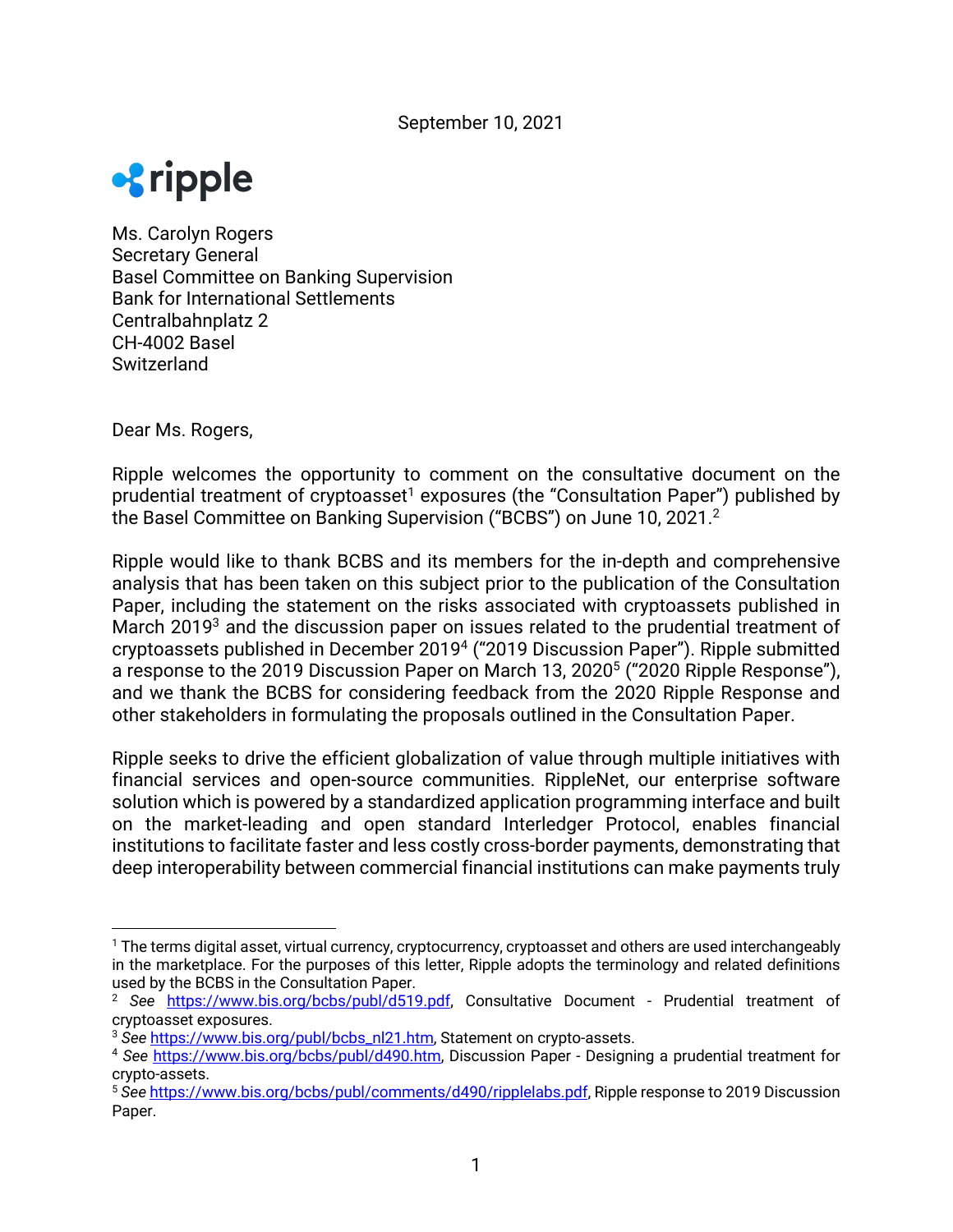September 10, 2021

ripple

Ms. Carolyn Rogers
Secretary General
Basel Committee on Banking Supervision
Bank for International Settlements
Centralbahnplatz 2
CH-4002 Basel
Switzerland

Dear Ms. Rogers,

Ripple welcomes the opportunity to comment on the consultative document on the prudential treatment of cryptoasset[1] exposures (the "Consultation Paper") published by the Basel Committee on Banking Supervision ("BCBS") on June 10, 2021.[2]

Ripple would like to thank BCBS and its members for the in-depth and comprehensive analysis that has been taken on this subject prior to the publication of the Consultation Paper, including the statement on the risks associated with cryptoassets published in March 2019[3] and the discussion paper on issues related to the prudential treatment of cryptoassets published in December 2019[4] ("2019 Discussion Paper"). Ripple submitted a response to the 2019 Discussion Paper on March 13, 2020[5] ("2020 Ripple Response"), and we thank the BCBS for considering feedback from the 2020 Ripple Response and other stakeholders in formulating the proposals outlined in the Consultation Paper.

Ripple seeks to drive the efficient globalization of value through multiple initiatives with financial services and open-source communities. RippleNet, our enterprise software solution which is powered by a standardized application programming interface and built on the market-leading and open standard Interledger Protocol, enables financial institutions to facilitate faster and less costly cross-border payments, demonstrating that deep interoperability between commercial financial institutions can make payments truly

---

[1] The terms digital asset, virtual currency, cryptocurrency, cryptoasset and others are used interchangeably in the marketplace. For the purposes of this letter, Ripple adopts the terminology and related definitions used by the BCBS in the Consultation Paper.

[2] *See* https://www.bis.org/bcbs/publ/d519.pdf, Consultative Document - Prudential treatment of cryptoasset exposures.

[3] *See* https://www.bis.org/publ/bcbs_nl21.htm, Statement on crypto-assets.

[4] *See* https://www.bis.org/bcbs/publ/d490.htm, Discussion Paper - Designing a prudential treatment for crypto-assets.

[5] *See* https://www.bis.org/bcbs/publ/comments/d490/ripplelabs.pdf, Ripple response to 2019 Discussion Paper.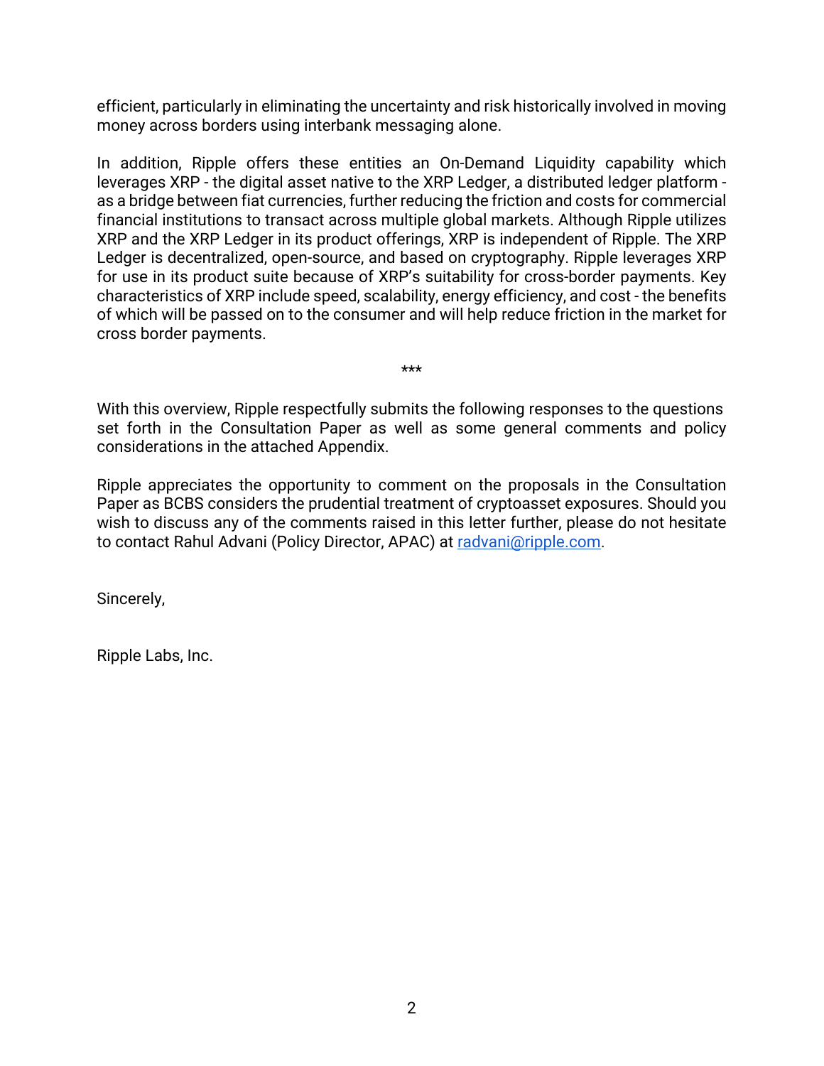efficient, particularly in eliminating the uncertainty and risk historically involved in moving money across borders using interbank messaging alone.

In addition, Ripple offers these entities an On-Demand Liquidity capability which leverages XRP - the digital asset native to the XRP Ledger, a distributed ledger platform - as a bridge between fiat currencies, further reducing the friction and costs for commercial financial institutions to transact across multiple global markets. Although Ripple utilizes XRP and the XRP Ledger in its product offerings, XRP is independent of Ripple. The XRP Ledger is decentralized, open-source, and based on cryptography. Ripple leverages XRP for use in its product suite because of XRP's suitability for cross-border payments. Key characteristics of XRP include speed, scalability, energy efficiency, and cost - the benefits of which will be passed on to the consumer and will help reduce friction in the market for cross border payments.

***

With this overview, Ripple respectfully submits the following responses to the questions set forth in the Consultation Paper as well as some general comments and policy considerations in the attached Appendix.

Ripple appreciates the opportunity to comment on the proposals in the Consultation Paper as BCBS considers the prudential treatment of cryptoasset exposures. Should you wish to discuss any of the comments raised in this letter further, please do not hesitate to contact Rahul Advani (Policy Director, APAC) at [radvani@ripple.com](mailto:radvani@ripple.com).

Sincerely,

Ripple Labs, Inc.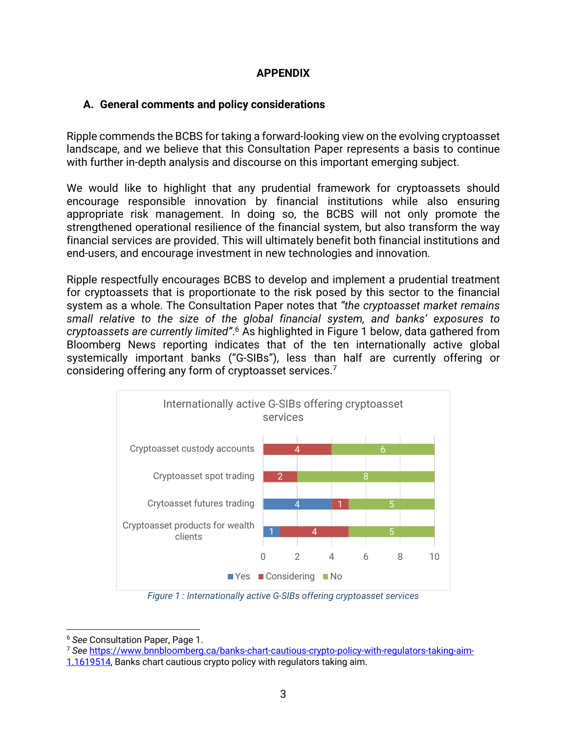# APPENDIX

## A. General comments and policy considerations

Ripple commends the BCBS for taking a forward-looking view on the evolving cryptoasset landscape, and we believe that this Consultation Paper represents a basis to continue with further in-depth analysis and discourse on this important emerging subject.

We would like to highlight that any prudential framework for cryptoassets should encourage responsible innovation by financial institutions while also ensuring appropriate risk management. In doing so, the BCBS will not only promote the strengthened operational resilience of the financial system, but also transform the way financial services are provided. This will ultimately benefit both financial institutions and end-users, and encourage investment in new technologies and innovation.

Ripple respectfully encourages BCBS to develop and implement a prudential treatment for cryptoassets that is proportionate to the risk posed by this sector to the financial system as a whole. The Consultation Paper notes that *"the cryptoasset market remains small relative to the size of the global financial system, and banks' exposures to cryptoassets are currently limited"*.[6] As highlighted in Figure 1 below, data gathered from Bloomberg News reporting indicates that of the ten internationally active global systemically important banks ("G-SIBs"), less than half are currently offering or considering offering any form of cryptoasset services.[7]

**Internationally active G-SIBs offering cryptoasset services**

| | Yes | Considering | No |
|---|---|---|---|
| Cryptoasset custody accounts | | 4 | 6 |
| Cryptoasset spot trading | | 2 | 8 |
| Crytoasset futures trading | 4 | 1 | 5 |
| Cryptoasset products for wealth clients | 1 | 4 | 5 |

*Figure 1 : Internationally active G-SIBs offering cryptoasset services*

---

[6] *See* Consultation Paper, Page 1.

[7] *See* https://www.bnnbloomberg.ca/banks-chart-cautious-crypto-policy-with-regulators-taking-aim-1.1619514, Banks chart cautious crypto policy with regulators taking aim.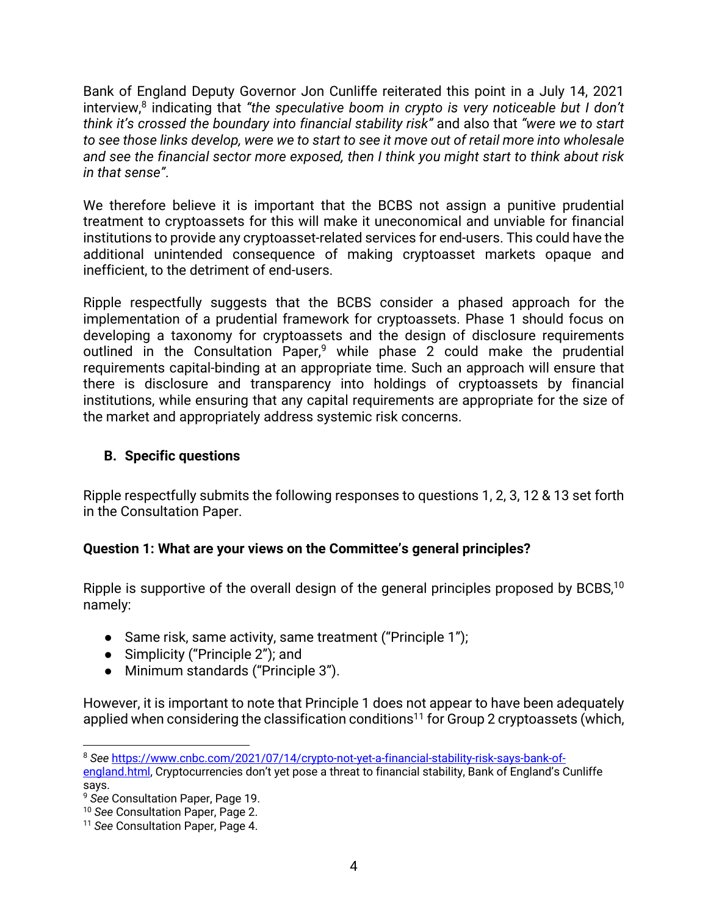Bank of England Deputy Governor Jon Cunliffe reiterated this point in a July 14, 2021 interview,[8] indicating that *"the speculative boom in crypto is very noticeable but I don't think it's crossed the boundary into financial stability risk"* and also that *"were we to start to see those links develop, were we to start to see it move out of retail more into wholesale and see the financial sector more exposed, then I think you might start to think about risk in that sense"*.

We therefore believe it is important that the BCBS not assign a punitive prudential treatment to cryptoassets for this will make it uneconomical and unviable for financial institutions to provide any cryptoasset-related services for end-users. This could have the additional unintended consequence of making cryptoasset markets opaque and inefficient, to the detriment of end-users.

Ripple respectfully suggests that the BCBS consider a phased approach for the implementation of a prudential framework for cryptoassets. Phase 1 should focus on developing a taxonomy for cryptoassets and the design of disclosure requirements outlined in the Consultation Paper,[9] while phase 2 could make the prudential requirements capital-binding at an appropriate time. Such an approach will ensure that there is disclosure and transparency into holdings of cryptoassets by financial institutions, while ensuring that any capital requirements are appropriate for the size of the market and appropriately address systemic risk concerns.

## B. Specific questions

Ripple respectfully submits the following responses to questions 1, 2, 3, 12 & 13 set forth in the Consultation Paper.

**Question 1: What are your views on the Committee's general principles?**

Ripple is supportive of the overall design of the general principles proposed by BCBS,[10] namely:

- Same risk, same activity, same treatment ("Principle 1");
- Simplicity ("Principle 2"); and
- Minimum standards ("Principle 3").

However, it is important to note that Principle 1 does not appear to have been adequately applied when considering the classification conditions[11] for Group 2 cryptoassets (which,

---

[8] *See* https://www.cnbc.com/2021/07/14/crypto-not-yet-a-financial-stability-risk-says-bank-of-england.html, Cryptocurrencies don't yet pose a threat to financial stability, Bank of England's Cunliffe says.

[9] *See* Consultation Paper, Page 19.

[10] *See* Consultation Paper, Page 2.

[11] *See* Consultation Paper, Page 4.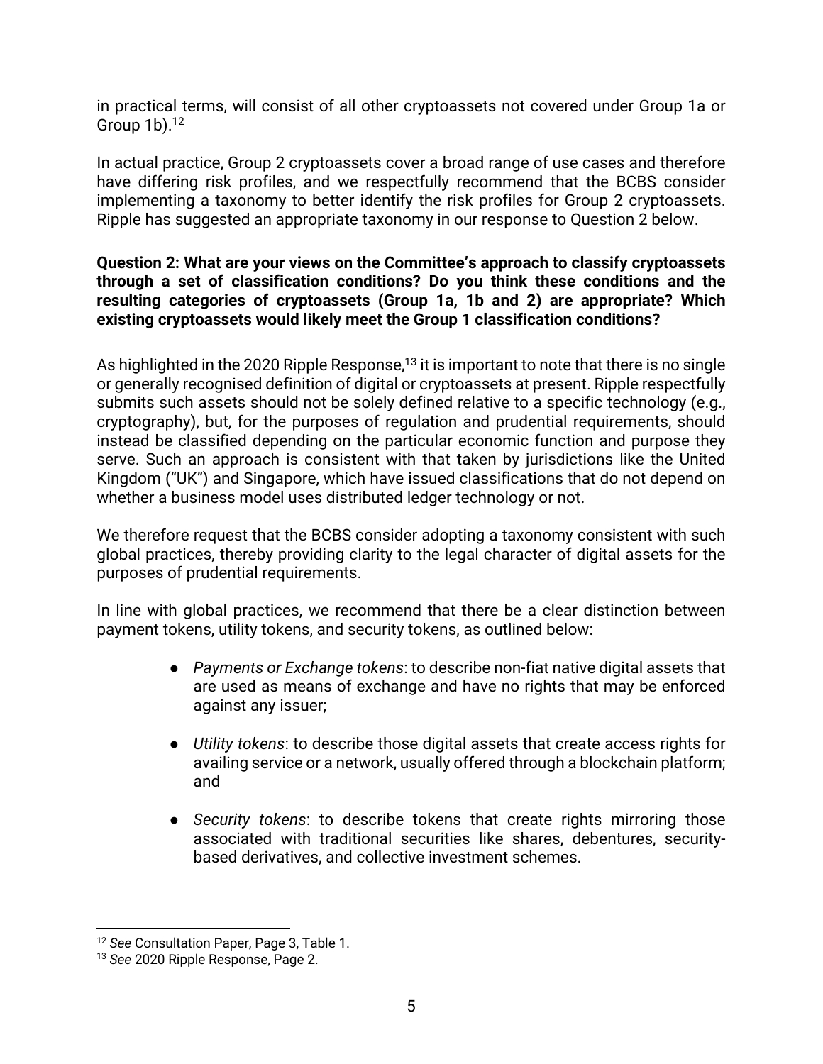in practical terms, will consist of all other cryptoassets not covered under Group 1a or Group 1b).[12]

In actual practice, Group 2 cryptoassets cover a broad range of use cases and therefore have differing risk profiles, and we respectfully recommend that the BCBS consider implementing a taxonomy to better identify the risk profiles for Group 2 cryptoassets. Ripple has suggested an appropriate taxonomy in our response to Question 2 below.

**Question 2: What are your views on the Committee's approach to classify cryptoassets through a set of classification conditions? Do you think these conditions and the resulting categories of cryptoassets (Group 1a, 1b and 2) are appropriate? Which existing cryptoassets would likely meet the Group 1 classification conditions?**

As highlighted in the 2020 Ripple Response,[13] it is important to note that there is no single or generally recognised definition of digital or cryptoassets at present. Ripple respectfully submits such assets should not be solely defined relative to a specific technology (e.g., cryptography), but, for the purposes of regulation and prudential requirements, should instead be classified depending on the particular economic function and purpose they serve. Such an approach is consistent with that taken by jurisdictions like the United Kingdom ("UK") and Singapore, which have issued classifications that do not depend on whether a business model uses distributed ledger technology or not.

We therefore request that the BCBS consider adopting a taxonomy consistent with such global practices, thereby providing clarity to the legal character of digital assets for the purposes of prudential requirements.

In line with global practices, we recommend that there be a clear distinction between payment tokens, utility tokens, and security tokens, as outlined below:

- *Payments or Exchange tokens*: to describe non-fiat native digital assets that are used as means of exchange and have no rights that may be enforced against any issuer;
- *Utility tokens*: to describe those digital assets that create access rights for availing service or a network, usually offered through a blockchain platform; and
- *Security tokens*: to describe tokens that create rights mirroring those associated with traditional securities like shares, debentures, security-based derivatives, and collective investment schemes.

---

[12] *See* Consultation Paper, Page 3, Table 1.

[13] *See* 2020 Ripple Response, Page 2.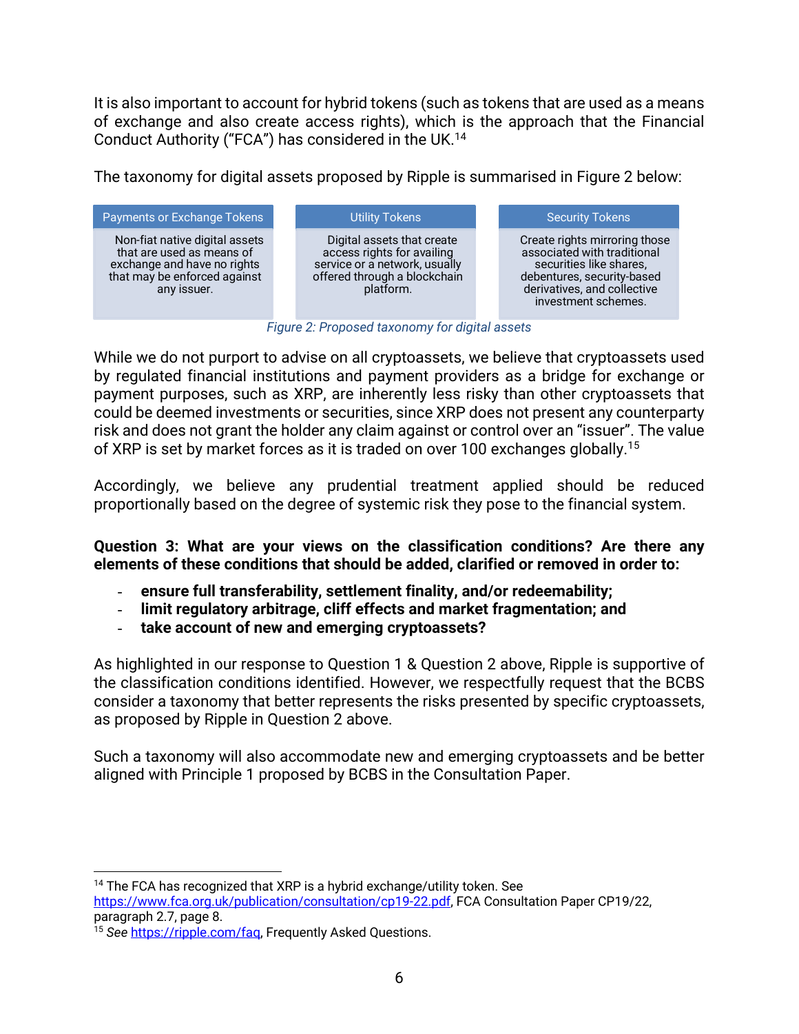It is also important to account for hybrid tokens (such as tokens that are used as a means of exchange and also create access rights), which is the approach that the Financial Conduct Authority ("FCA") has considered in the UK.[14]

The taxonomy for digital assets proposed by Ripple is summarised in Figure 2 below:

| Payments or Exchange Tokens | Utility Tokens | Security Tokens |
|---|---|---|
| Non-fiat native digital assets that are used as means of exchange and have no rights that may be enforced against any issuer. | Digital assets that create access rights for availing service or a network, usually offered through a blockchain platform. | Create rights mirroring those associated with traditional securities like shares, debentures, security-based derivatives, and collective investment schemes. |

*Figure 2: Proposed taxonomy for digital assets*

While we do not purport to advise on all cryptoassets, we believe that cryptoassets used by regulated financial institutions and payment providers as a bridge for exchange or payment purposes, such as XRP, are inherently less risky than other cryptoassets that could be deemed investments or securities, since XRP does not present any counterparty risk and does not grant the holder any claim against or control over an "issuer". The value of XRP is set by market forces as it is traded on over 100 exchanges globally.[15]

Accordingly, we believe any prudential treatment applied should be reduced proportionally based on the degree of systemic risk they pose to the financial system.

**Question 3: What are your views on the classification conditions? Are there any elements of these conditions that should be added, clarified or removed in order to:**

- **ensure full transferability, settlement finality, and/or redeemability;**
- **limit regulatory arbitrage, cliff effects and market fragmentation; and**
- **take account of new and emerging cryptoassets?**

As highlighted in our response to Question 1 & Question 2 above, Ripple is supportive of the classification conditions identified. However, we respectfully request that the BCBS consider a taxonomy that better represents the risks presented by specific cryptoassets, as proposed by Ripple in Question 2 above.

Such a taxonomy will also accommodate new and emerging cryptoassets and be better aligned with Principle 1 proposed by BCBS in the Consultation Paper.

---

[14] The FCA has recognized that XRP is a hybrid exchange/utility token. See https://www.fca.org.uk/publication/consultation/cp19-22.pdf, FCA Consultation Paper CP19/22, paragraph 2.7, page 8.

[15] *See* https://ripple.com/faq, Frequently Asked Questions.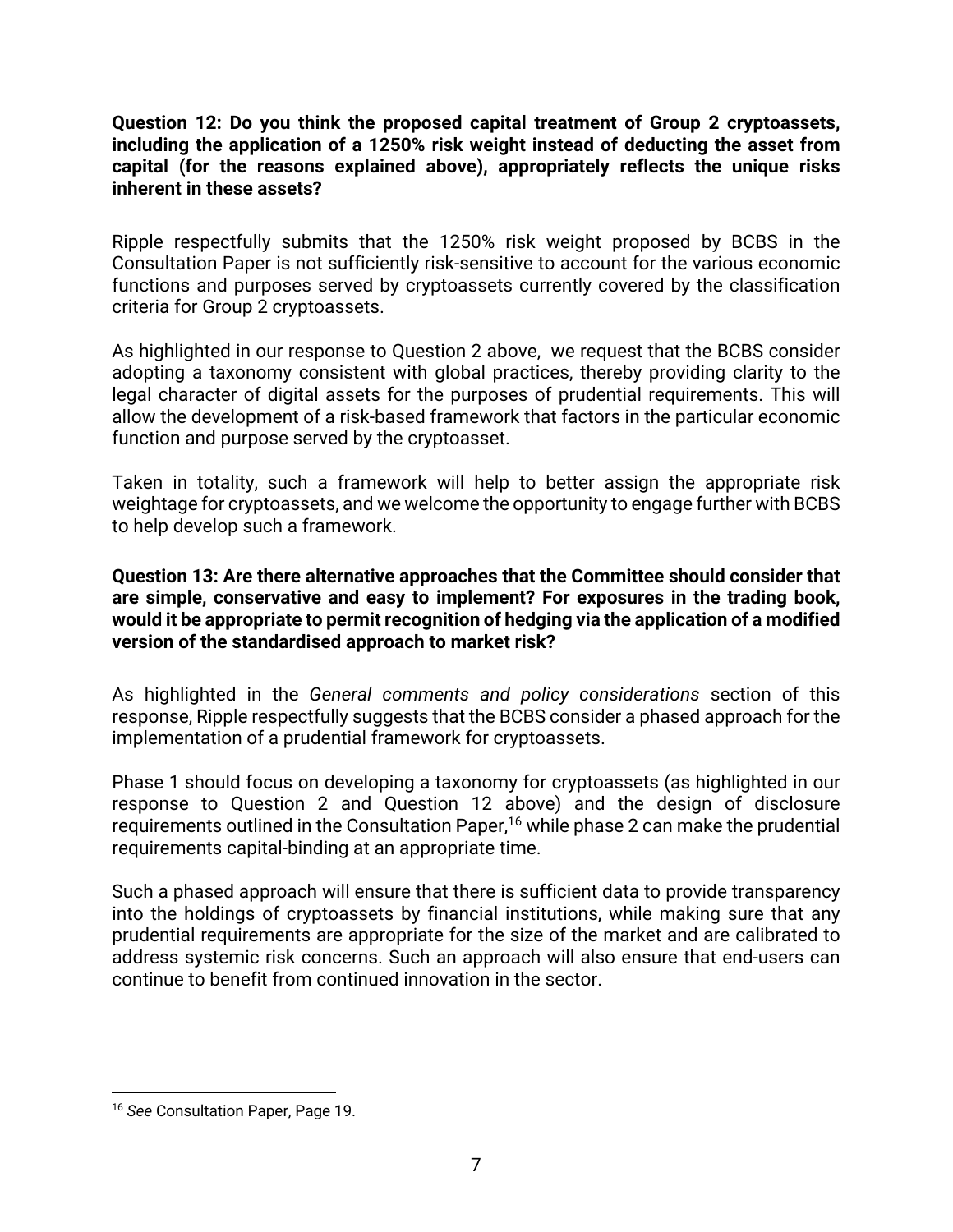**Question 12: Do you think the proposed capital treatment of Group 2 cryptoassets, including the application of a 1250% risk weight instead of deducting the asset from capital (for the reasons explained above), appropriately reflects the unique risks inherent in these assets?**

Ripple respectfully submits that the 1250% risk weight proposed by BCBS in the Consultation Paper is not sufficiently risk-sensitive to account for the various economic functions and purposes served by cryptoassets currently covered by the classification criteria for Group 2 cryptoassets.

As highlighted in our response to Question 2 above, we request that the BCBS consider adopting a taxonomy consistent with global practices, thereby providing clarity to the legal character of digital assets for the purposes of prudential requirements. This will allow the development of a risk-based framework that factors in the particular economic function and purpose served by the cryptoasset.

Taken in totality, such a framework will help to better assign the appropriate risk weightage for cryptoassets, and we welcome the opportunity to engage further with BCBS to help develop such a framework.

**Question 13: Are there alternative approaches that the Committee should consider that are simple, conservative and easy to implement? For exposures in the trading book, would it be appropriate to permit recognition of hedging via the application of a modified version of the standardised approach to market risk?**

As highlighted in the *General comments and policy considerations* section of this response, Ripple respectfully suggests that the BCBS consider a phased approach for the implementation of a prudential framework for cryptoassets.

Phase 1 should focus on developing a taxonomy for cryptoassets (as highlighted in our response to Question 2 and Question 12 above) and the design of disclosure requirements outlined in the Consultation Paper,[16] while phase 2 can make the prudential requirements capital-binding at an appropriate time.

Such a phased approach will ensure that there is sufficient data to provide transparency into the holdings of cryptoassets by financial institutions, while making sure that any prudential requirements are appropriate for the size of the market and are calibrated to address systemic risk concerns. Such an approach will also ensure that end-users can continue to benefit from continued innovation in the sector.

---

[16] *See* Consultation Paper, Page 19.